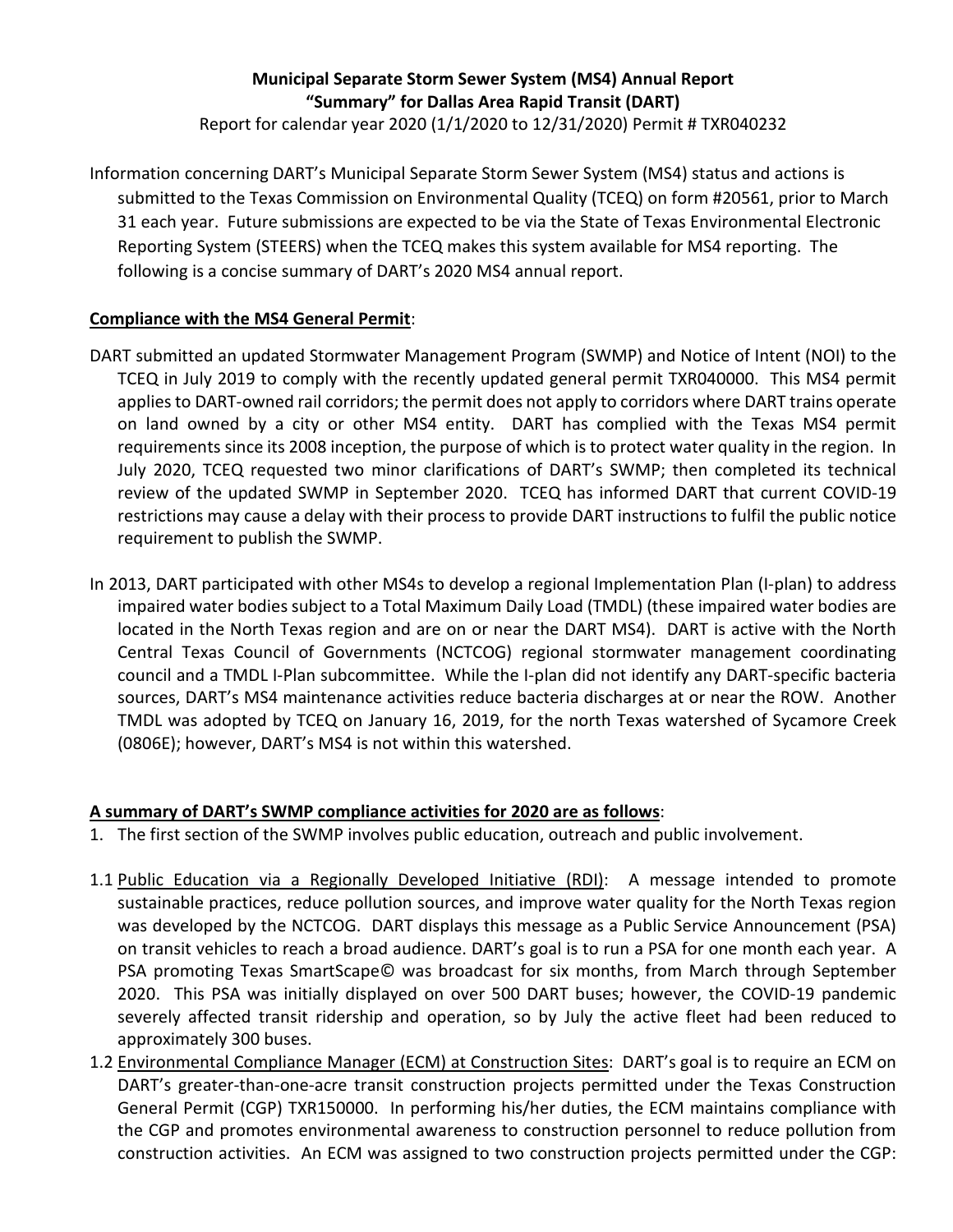**Municipal Separate Storm Sewer System (MS4) Annual Report**
**"Summary" for Dallas Area Rapid Transit (DART)**
Report for calendar year 2020 (1/1/2020 to 12/31/2020) Permit # TXR040232

Information concerning DART's Municipal Separate Storm Sewer System (MS4) status and actions is submitted to the Texas Commission on Environmental Quality (TCEQ) on form #20561, prior to March 31 each year. Future submissions are expected to be via the State of Texas Environmental Electronic Reporting System (STEERS) when the TCEQ makes this system available for MS4 reporting. The following is a concise summary of DART's 2020 MS4 annual report.

**Compliance with the MS4 General Permit**:

DART submitted an updated Stormwater Management Program (SWMP) and Notice of Intent (NOI) to the TCEQ in July 2019 to comply with the recently updated general permit TXR040000. This MS4 permit applies to DART-owned rail corridors; the permit does not apply to corridors where DART trains operate on land owned by a city or other MS4 entity. DART has complied with the Texas MS4 permit requirements since its 2008 inception, the purpose of which is to protect water quality in the region. In July 2020, TCEQ requested two minor clarifications of DART's SWMP; then completed its technical review of the updated SWMP in September 2020. TCEQ has informed DART that current COVID-19 restrictions may cause a delay with their process to provide DART instructions to fulfil the public notice requirement to publish the SWMP.

In 2013, DART participated with other MS4s to develop a regional Implementation Plan (I-plan) to address impaired water bodies subject to a Total Maximum Daily Load (TMDL) (these impaired water bodies are located in the North Texas region and are on or near the DART MS4). DART is active with the North Central Texas Council of Governments (NCTCOG) regional stormwater management coordinating council and a TMDL I-Plan subcommittee. While the I-plan did not identify any DART-specific bacteria sources, DART's MS4 maintenance activities reduce bacteria discharges at or near the ROW. Another TMDL was adopted by TCEQ on January 16, 2019, for the north Texas watershed of Sycamore Creek (0806E); however, DART's MS4 is not within this watershed.

**A summary of DART's SWMP compliance activities for 2020 are as follows**:

1. The first section of the SWMP involves public education, outreach and public involvement.

1.1 Public Education via a Regionally Developed Initiative (RDI): A message intended to promote sustainable practices, reduce pollution sources, and improve water quality for the North Texas region was developed by the NCTCOG. DART displays this message as a Public Service Announcement (PSA) on transit vehicles to reach a broad audience. DART's goal is to run a PSA for one month each year. A PSA promoting Texas SmartScape© was broadcast for six months, from March through September 2020. This PSA was initially displayed on over 500 DART buses; however, the COVID-19 pandemic severely affected transit ridership and operation, so by July the active fleet had been reduced to approximately 300 buses.

1.2 Environmental Compliance Manager (ECM) at Construction Sites: DART's goal is to require an ECM on DART's greater-than-one-acre transit construction projects permitted under the Texas Construction General Permit (CGP) TXR150000. In performing his/her duties, the ECM maintains compliance with the CGP and promotes environmental awareness to construction personnel to reduce pollution from construction activities. An ECM was assigned to two construction projects permitted under the CGP: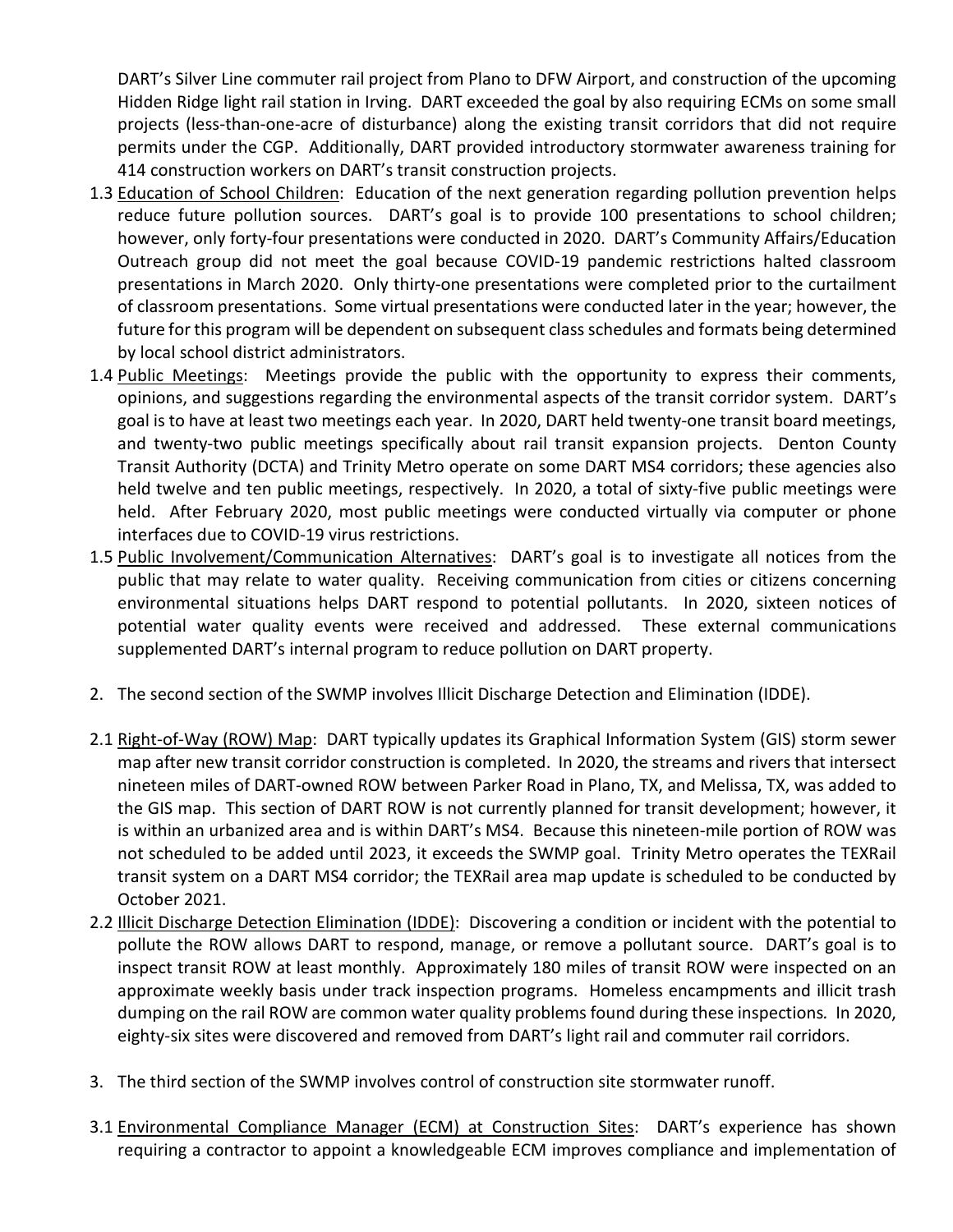DART's Silver Line commuter rail project from Plano to DFW Airport, and construction of the upcoming Hidden Ridge light rail station in Irving. DART exceeded the goal by also requiring ECMs on some small projects (less-than-one-acre of disturbance) along the existing transit corridors that did not require permits under the CGP. Additionally, DART provided introductory stormwater awareness training for 414 construction workers on DART's transit construction projects.

1.3 Education of School Children: Education of the next generation regarding pollution prevention helps reduce future pollution sources. DART's goal is to provide 100 presentations to school children; however, only forty-four presentations were conducted in 2020. DART's Community Affairs/Education Outreach group did not meet the goal because COVID-19 pandemic restrictions halted classroom presentations in March 2020. Only thirty-one presentations were completed prior to the curtailment of classroom presentations. Some virtual presentations were conducted later in the year; however, the future for this program will be dependent on subsequent class schedules and formats being determined by local school district administrators.

1.4 Public Meetings: Meetings provide the public with the opportunity to express their comments, opinions, and suggestions regarding the environmental aspects of the transit corridor system. DART's goal is to have at least two meetings each year. In 2020, DART held twenty-one transit board meetings, and twenty-two public meetings specifically about rail transit expansion projects. Denton County Transit Authority (DCTA) and Trinity Metro operate on some DART MS4 corridors; these agencies also held twelve and ten public meetings, respectively. In 2020, a total of sixty-five public meetings were held. After February 2020, most public meetings were conducted virtually via computer or phone interfaces due to COVID-19 virus restrictions.

1.5 Public Involvement/Communication Alternatives: DART's goal is to investigate all notices from the public that may relate to water quality. Receiving communication from cities or citizens concerning environmental situations helps DART respond to potential pollutants. In 2020, sixteen notices of potential water quality events were received and addressed. These external communications supplemented DART's internal program to reduce pollution on DART property.

2. The second section of the SWMP involves Illicit Discharge Detection and Elimination (IDDE).

2.1 Right-of-Way (ROW) Map: DART typically updates its Graphical Information System (GIS) storm sewer map after new transit corridor construction is completed. In 2020, the streams and rivers that intersect nineteen miles of DART-owned ROW between Parker Road in Plano, TX, and Melissa, TX, was added to the GIS map. This section of DART ROW is not currently planned for transit development; however, it is within an urbanized area and is within DART's MS4. Because this nineteen-mile portion of ROW was not scheduled to be added until 2023, it exceeds the SWMP goal. Trinity Metro operates the TEXRail transit system on a DART MS4 corridor; the TEXRail area map update is scheduled to be conducted by October 2021.

2.2 Illicit Discharge Detection Elimination (IDDE): Discovering a condition or incident with the potential to pollute the ROW allows DART to respond, manage, or remove a pollutant source. DART's goal is to inspect transit ROW at least monthly. Approximately 180 miles of transit ROW were inspected on an approximate weekly basis under track inspection programs. Homeless encampments and illicit trash dumping on the rail ROW are common water quality problems found during these inspections. In 2020, eighty-six sites were discovered and removed from DART's light rail and commuter rail corridors.

3. The third section of the SWMP involves control of construction site stormwater runoff.

3.1 Environmental Compliance Manager (ECM) at Construction Sites: DART's experience has shown requiring a contractor to appoint a knowledgeable ECM improves compliance and implementation of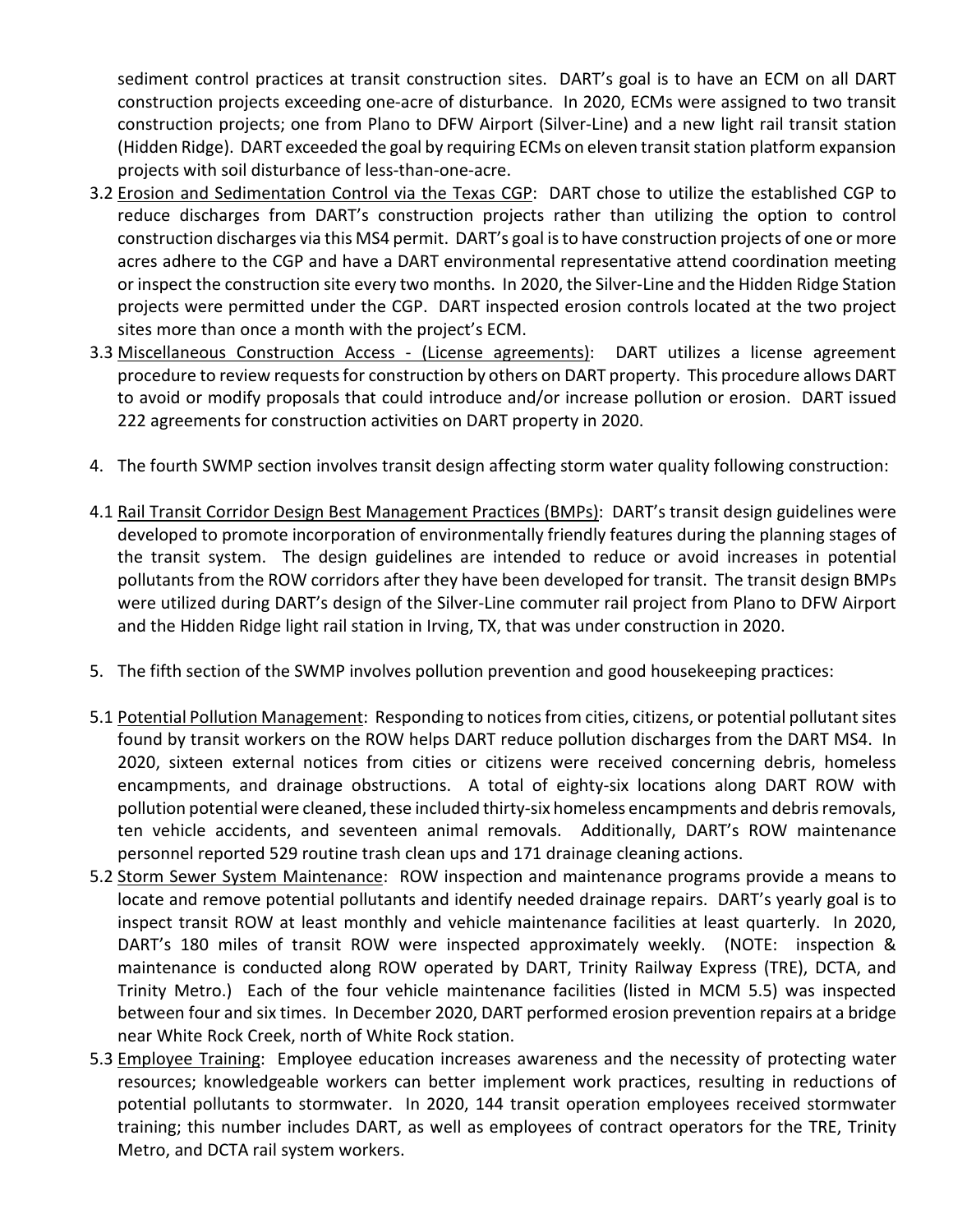sediment control practices at transit construction sites. DART's goal is to have an ECM on all DART construction projects exceeding one-acre of disturbance. In 2020, ECMs were assigned to two transit construction projects; one from Plano to DFW Airport (Silver-Line) and a new light rail transit station (Hidden Ridge). DART exceeded the goal by requiring ECMs on eleven transit station platform expansion projects with soil disturbance of less-than-one-acre.

3.2 <u>Erosion and Sedimentation Control via the Texas CGP</u>: DART chose to utilize the established CGP to reduce discharges from DART's construction projects rather than utilizing the option to control construction discharges via this MS4 permit. DART's goal is to have construction projects of one or more acres adhere to the CGP and have a DART environmental representative attend coordination meeting or inspect the construction site every two months. In 2020, the Silver-Line and the Hidden Ridge Station projects were permitted under the CGP. DART inspected erosion controls located at the two project sites more than once a month with the project's ECM.

3.3 <u>Miscellaneous Construction Access - (License agreements)</u>: DART utilizes a license agreement procedure to review requests for construction by others on DART property. This procedure allows DART to avoid or modify proposals that could introduce and/or increase pollution or erosion. DART issued 222 agreements for construction activities on DART property in 2020.

4. The fourth SWMP section involves transit design affecting storm water quality following construction:

4.1 <u>Rail Transit Corridor Design Best Management Practices (BMPs)</u>: DART's transit design guidelines were developed to promote incorporation of environmentally friendly features during the planning stages of the transit system. The design guidelines are intended to reduce or avoid increases in potential pollutants from the ROW corridors after they have been developed for transit. The transit design BMPs were utilized during DART's design of the Silver-Line commuter rail project from Plano to DFW Airport and the Hidden Ridge light rail station in Irving, TX, that was under construction in 2020.

5. The fifth section of the SWMP involves pollution prevention and good housekeeping practices:

5.1 <u>Potential Pollution Management</u>: Responding to notices from cities, citizens, or potential pollutant sites found by transit workers on the ROW helps DART reduce pollution discharges from the DART MS4. In 2020, sixteen external notices from cities or citizens were received concerning debris, homeless encampments, and drainage obstructions. A total of eighty-six locations along DART ROW with pollution potential were cleaned, these included thirty-six homeless encampments and debris removals, ten vehicle accidents, and seventeen animal removals. Additionally, DART's ROW maintenance personnel reported 529 routine trash clean ups and 171 drainage cleaning actions.

5.2 <u>Storm Sewer System Maintenance</u>: ROW inspection and maintenance programs provide a means to locate and remove potential pollutants and identify needed drainage repairs. DART's yearly goal is to inspect transit ROW at least monthly and vehicle maintenance facilities at least quarterly. In 2020, DART's 180 miles of transit ROW were inspected approximately weekly. (NOTE: inspection & maintenance is conducted along ROW operated by DART, Trinity Railway Express (TRE), DCTA, and Trinity Metro.) Each of the four vehicle maintenance facilities (listed in MCM 5.5) was inspected between four and six times. In December 2020, DART performed erosion prevention repairs at a bridge near White Rock Creek, north of White Rock station.

5.3 <u>Employee Training</u>: Employee education increases awareness and the necessity of protecting water resources; knowledgeable workers can better implement work practices, resulting in reductions of potential pollutants to stormwater. In 2020, 144 transit operation employees received stormwater training; this number includes DART, as well as employees of contract operators for the TRE, Trinity Metro, and DCTA rail system workers.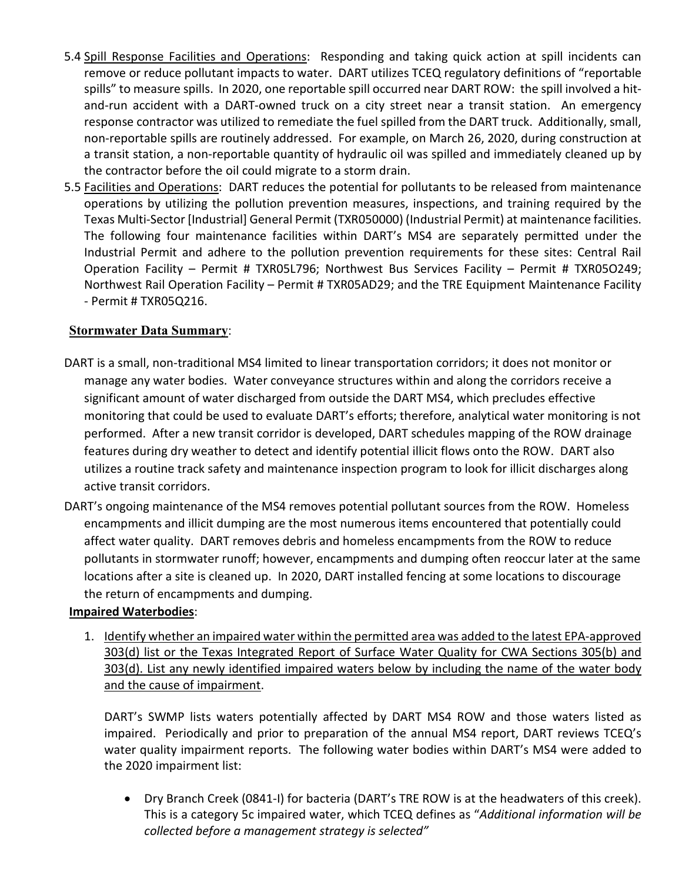5.4 Spill Response Facilities and Operations: Responding and taking quick action at spill incidents can remove or reduce pollutant impacts to water. DART utilizes TCEQ regulatory definitions of "reportable spills" to measure spills. In 2020, one reportable spill occurred near DART ROW: the spill involved a hit-and-run accident with a DART-owned truck on a city street near a transit station. An emergency response contractor was utilized to remediate the fuel spilled from the DART truck. Additionally, small, non-reportable spills are routinely addressed. For example, on March 26, 2020, during construction at a transit station, a non-reportable quantity of hydraulic oil was spilled and immediately cleaned up by the contractor before the oil could migrate to a storm drain.

5.5 Facilities and Operations: DART reduces the potential for pollutants to be released from maintenance operations by utilizing the pollution prevention measures, inspections, and training required by the Texas Multi-Sector [Industrial] General Permit (TXR050000) (Industrial Permit) at maintenance facilities. The following four maintenance facilities within DART's MS4 are separately permitted under the Industrial Permit and adhere to the pollution prevention requirements for these sites: Central Rail Operation Facility – Permit # TXR05L796; Northwest Bus Services Facility – Permit # TXR05O249; Northwest Rail Operation Facility – Permit # TXR05AD29; and the TRE Equipment Maintenance Facility - Permit # TXR05Q216.

**Stormwater Data Summary**:

DART is a small, non-traditional MS4 limited to linear transportation corridors; it does not monitor or manage any water bodies. Water conveyance structures within and along the corridors receive a significant amount of water discharged from outside the DART MS4, which precludes effective monitoring that could be used to evaluate DART's efforts; therefore, analytical water monitoring is not performed. After a new transit corridor is developed, DART schedules mapping of the ROW drainage features during dry weather to detect and identify potential illicit flows onto the ROW. DART also utilizes a routine track safety and maintenance inspection program to look for illicit discharges along active transit corridors.

DART's ongoing maintenance of the MS4 removes potential pollutant sources from the ROW. Homeless encampments and illicit dumping are the most numerous items encountered that potentially could affect water quality. DART removes debris and homeless encampments from the ROW to reduce pollutants in stormwater runoff; however, encampments and dumping often reoccur later at the same locations after a site is cleaned up. In 2020, DART installed fencing at some locations to discourage the return of encampments and dumping.

**Impaired Waterbodies**:

1. Identify whether an impaired water within the permitted area was added to the latest EPA-approved 303(d) list or the Texas Integrated Report of Surface Water Quality for CWA Sections 305(b) and 303(d). List any newly identified impaired waters below by including the name of the water body and the cause of impairment.

   DART's SWMP lists waters potentially affected by DART MS4 ROW and those waters listed as impaired. Periodically and prior to preparation of the annual MS4 report, DART reviews TCEQ's water quality impairment reports. The following water bodies within DART's MS4 were added to the 2020 impairment list:

   - Dry Branch Creek (0841-I) for bacteria (DART's TRE ROW is at the headwaters of this creek). This is a category 5c impaired water, which TCEQ defines as "*Additional information will be collected before a management strategy is selected*"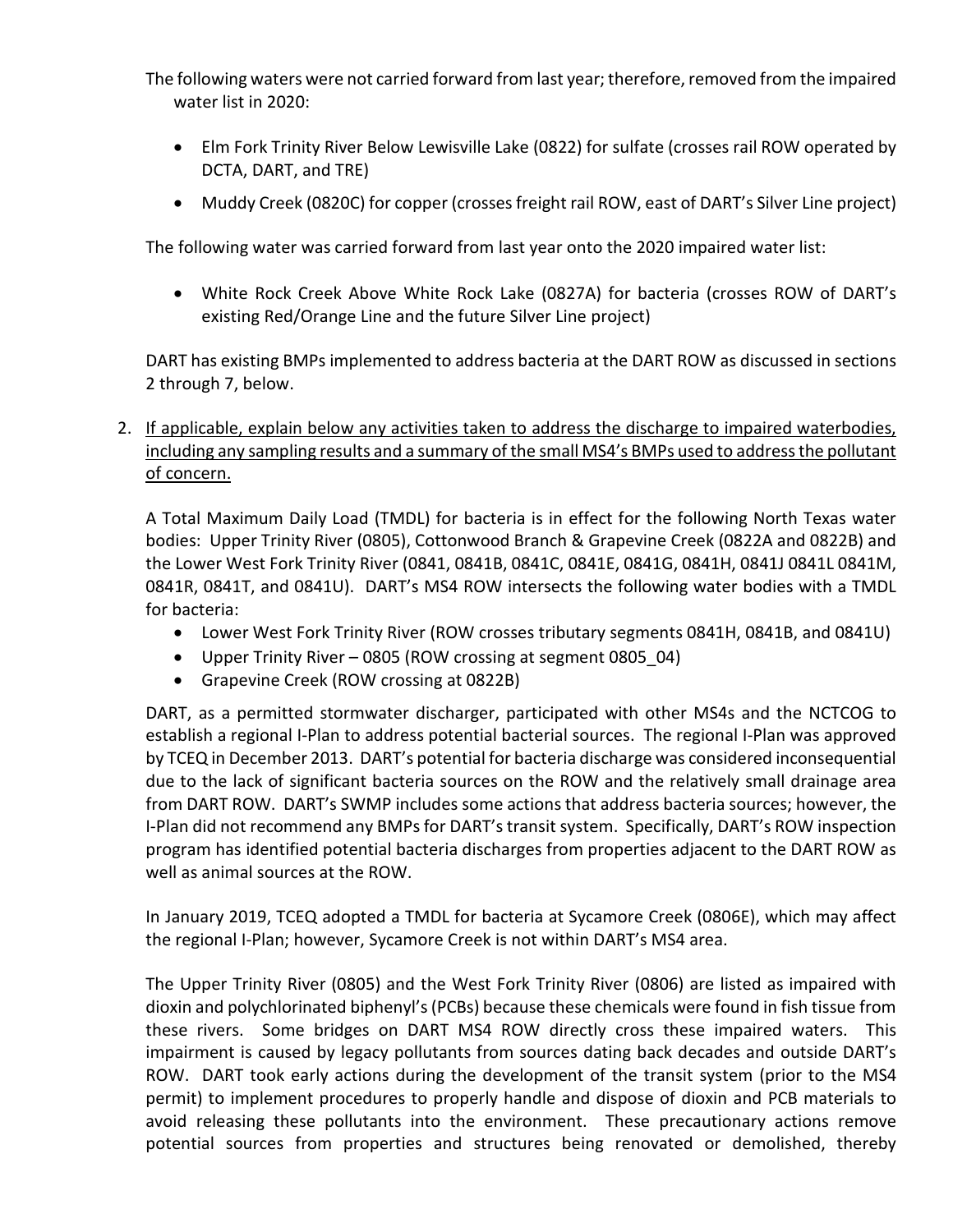The following waters were not carried forward from last year; therefore, removed from the impaired water list in 2020:

- Elm Fork Trinity River Below Lewisville Lake (0822) for sulfate (crosses rail ROW operated by DCTA, DART, and TRE)
- Muddy Creek (0820C) for copper (crosses freight rail ROW, east of DART's Silver Line project)

The following water was carried forward from last year onto the 2020 impaired water list:

- White Rock Creek Above White Rock Lake (0827A) for bacteria (crosses ROW of DART's existing Red/Orange Line and the future Silver Line project)

DART has existing BMPs implemented to address bacteria at the DART ROW as discussed in sections 2 through 7, below.

2. <u>If applicable, explain below any activities taken to address the discharge to impaired waterbodies, including any sampling results and a summary of the small MS4's BMPs used to address the pollutant of concern.</u>

A Total Maximum Daily Load (TMDL) for bacteria is in effect for the following North Texas water bodies: Upper Trinity River (0805), Cottonwood Branch & Grapevine Creek (0822A and 0822B) and the Lower West Fork Trinity River (0841, 0841B, 0841C, 0841E, 0841G, 0841H, 0841J 0841L 0841M, 0841R, 0841T, and 0841U). DART's MS4 ROW intersects the following water bodies with a TMDL for bacteria:

- Lower West Fork Trinity River (ROW crosses tributary segments 0841H, 0841B, and 0841U)
- Upper Trinity River – 0805 (ROW crossing at segment 0805_04)
- Grapevine Creek (ROW crossing at 0822B)

DART, as a permitted stormwater discharger, participated with other MS4s and the NCTCOG to establish a regional I-Plan to address potential bacterial sources. The regional I-Plan was approved by TCEQ in December 2013. DART's potential for bacteria discharge was considered inconsequential due to the lack of significant bacteria sources on the ROW and the relatively small drainage area from DART ROW. DART's SWMP includes some actions that address bacteria sources; however, the I-Plan did not recommend any BMPs for DART's transit system. Specifically, DART's ROW inspection program has identified potential bacteria discharges from properties adjacent to the DART ROW as well as animal sources at the ROW.

In January 2019, TCEQ adopted a TMDL for bacteria at Sycamore Creek (0806E), which may affect the regional I-Plan; however, Sycamore Creek is not within DART's MS4 area.

The Upper Trinity River (0805) and the West Fork Trinity River (0806) are listed as impaired with dioxin and polychlorinated biphenyl's (PCBs) because these chemicals were found in fish tissue from these rivers. Some bridges on DART MS4 ROW directly cross these impaired waters. This impairment is caused by legacy pollutants from sources dating back decades and outside DART's ROW. DART took early actions during the development of the transit system (prior to the MS4 permit) to implement procedures to properly handle and dispose of dioxin and PCB materials to avoid releasing these pollutants into the environment. These precautionary actions remove potential sources from properties and structures being renovated or demolished, thereby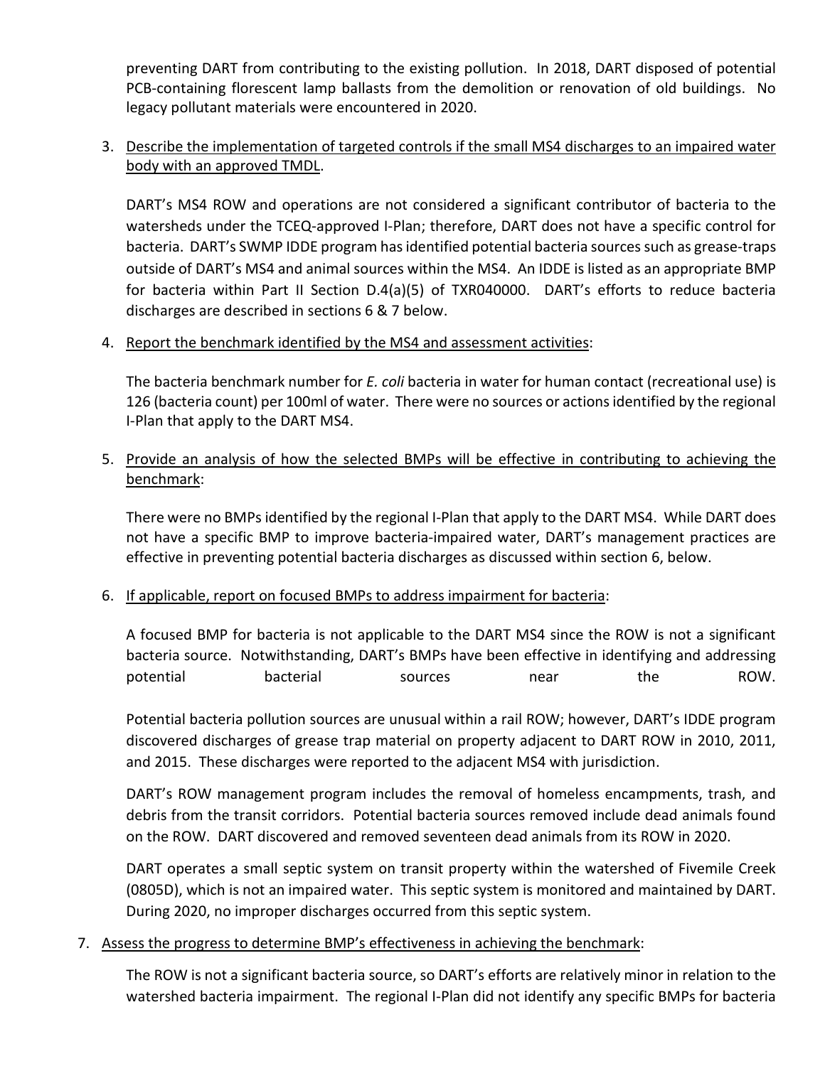preventing DART from contributing to the existing pollution. In 2018, DART disposed of potential PCB-containing florescent lamp ballasts from the demolition or renovation of old buildings. No legacy pollutant materials were encountered in 2020.

3. <u>Describe the implementation of targeted controls if the small MS4 discharges to an impaired water body with an approved TMDL</u>.

   DART's MS4 ROW and operations are not considered a significant contributor of bacteria to the watersheds under the TCEQ-approved I-Plan; therefore, DART does not have a specific control for bacteria. DART's SWMP IDDE program has identified potential bacteria sources such as grease-traps outside of DART's MS4 and animal sources within the MS4. An IDDE is listed as an appropriate BMP for bacteria within Part II Section D.4(a)(5) of TXR040000. DART's efforts to reduce bacteria discharges are described in sections 6 & 7 below.

4. <u>Report the benchmark identified by the MS4 and assessment activities</u>:

   The bacteria benchmark number for *E. coli* bacteria in water for human contact (recreational use) is 126 (bacteria count) per 100ml of water. There were no sources or actions identified by the regional I-Plan that apply to the DART MS4.

5. <u>Provide an analysis of how the selected BMPs will be effective in contributing to achieving the benchmark</u>:

   There were no BMPs identified by the regional I-Plan that apply to the DART MS4. While DART does not have a specific BMP to improve bacteria-impaired water, DART's management practices are effective in preventing potential bacteria discharges as discussed within section 6, below.

6. <u>If applicable, report on focused BMPs to address impairment for bacteria</u>:

   A focused BMP for bacteria is not applicable to the DART MS4 since the ROW is not a significant bacteria source. Notwithstanding, DART's BMPs have been effective in identifying and addressing potential bacterial sources near the ROW.

   Potential bacteria pollution sources are unusual within a rail ROW; however, DART's IDDE program discovered discharges of grease trap material on property adjacent to DART ROW in 2010, 2011, and 2015. These discharges were reported to the adjacent MS4 with jurisdiction.

   DART's ROW management program includes the removal of homeless encampments, trash, and debris from the transit corridors. Potential bacteria sources removed include dead animals found on the ROW. DART discovered and removed seventeen dead animals from its ROW in 2020.

   DART operates a small septic system on transit property within the watershed of Fivemile Creek (0805D), which is not an impaired water. This septic system is monitored and maintained by DART. During 2020, no improper discharges occurred from this septic system.

7. <u>Assess the progress to determine BMP's effectiveness in achieving the benchmark</u>:

   The ROW is not a significant bacteria source, so DART's efforts are relatively minor in relation to the watershed bacteria impairment. The regional I-Plan did not identify any specific BMPs for bacteria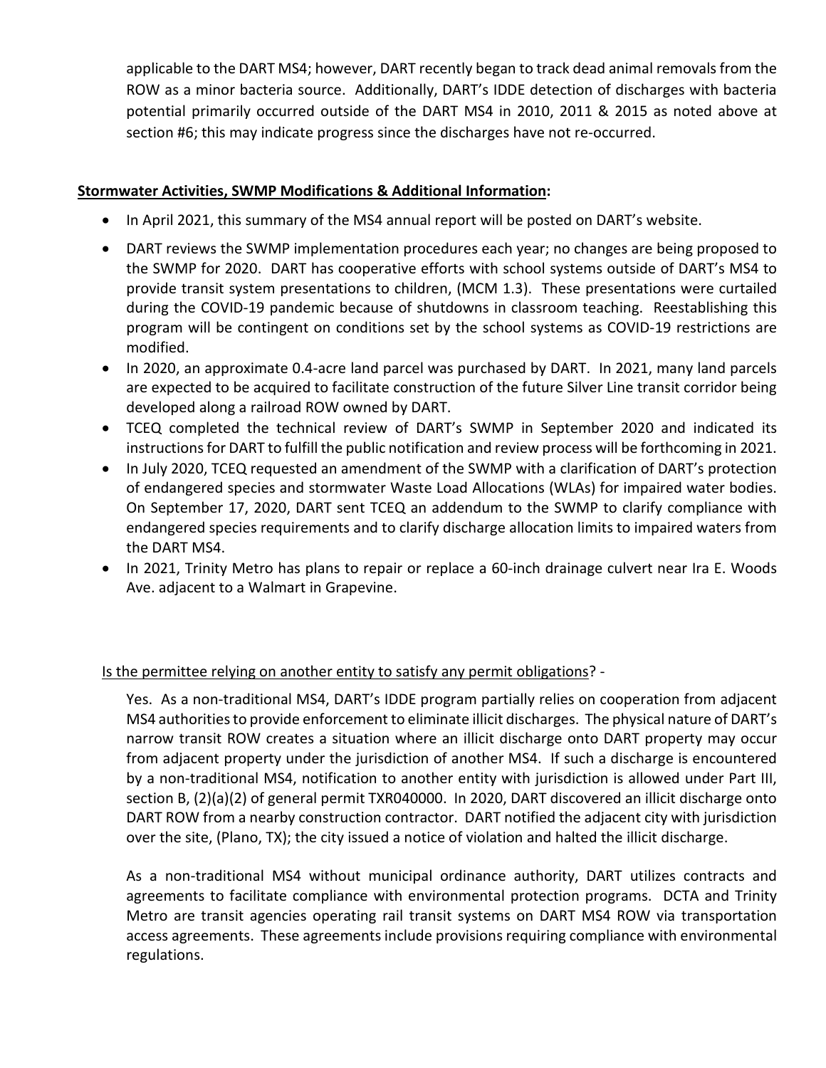applicable to the DART MS4; however, DART recently began to track dead animal removals from the ROW as a minor bacteria source. Additionally, DART's IDDE detection of discharges with bacteria potential primarily occurred outside of the DART MS4 in 2010, 2011 & 2015 as noted above at section #6; this may indicate progress since the discharges have not re-occurred.

**Stormwater Activities, SWMP Modifications & Additional Information:**

- In April 2021, this summary of the MS4 annual report will be posted on DART's website.
- DART reviews the SWMP implementation procedures each year; no changes are being proposed to the SWMP for 2020. DART has cooperative efforts with school systems outside of DART's MS4 to provide transit system presentations to children, (MCM 1.3). These presentations were curtailed during the COVID-19 pandemic because of shutdowns in classroom teaching. Reestablishing this program will be contingent on conditions set by the school systems as COVID-19 restrictions are modified.
- In 2020, an approximate 0.4-acre land parcel was purchased by DART. In 2021, many land parcels are expected to be acquired to facilitate construction of the future Silver Line transit corridor being developed along a railroad ROW owned by DART.
- TCEQ completed the technical review of DART's SWMP in September 2020 and indicated its instructions for DART to fulfill the public notification and review process will be forthcoming in 2021.
- In July 2020, TCEQ requested an amendment of the SWMP with a clarification of DART's protection of endangered species and stormwater Waste Load Allocations (WLAs) for impaired water bodies. On September 17, 2020, DART sent TCEQ an addendum to the SWMP to clarify compliance with endangered species requirements and to clarify discharge allocation limits to impaired waters from the DART MS4.
- In 2021, Trinity Metro has plans to repair or replace a 60-inch drainage culvert near Ira E. Woods Ave. adjacent to a Walmart in Grapevine.

Is the permittee relying on another entity to satisfy any permit obligations? -

Yes. As a non-traditional MS4, DART's IDDE program partially relies on cooperation from adjacent MS4 authorities to provide enforcement to eliminate illicit discharges. The physical nature of DART's narrow transit ROW creates a situation where an illicit discharge onto DART property may occur from adjacent property under the jurisdiction of another MS4. If such a discharge is encountered by a non-traditional MS4, notification to another entity with jurisdiction is allowed under Part III, section B, (2)(a)(2) of general permit TXR040000. In 2020, DART discovered an illicit discharge onto DART ROW from a nearby construction contractor. DART notified the adjacent city with jurisdiction over the site, (Plano, TX); the city issued a notice of violation and halted the illicit discharge.

As a non-traditional MS4 without municipal ordinance authority, DART utilizes contracts and agreements to facilitate compliance with environmental protection programs. DCTA and Trinity Metro are transit agencies operating rail transit systems on DART MS4 ROW via transportation access agreements. These agreements include provisions requiring compliance with environmental regulations.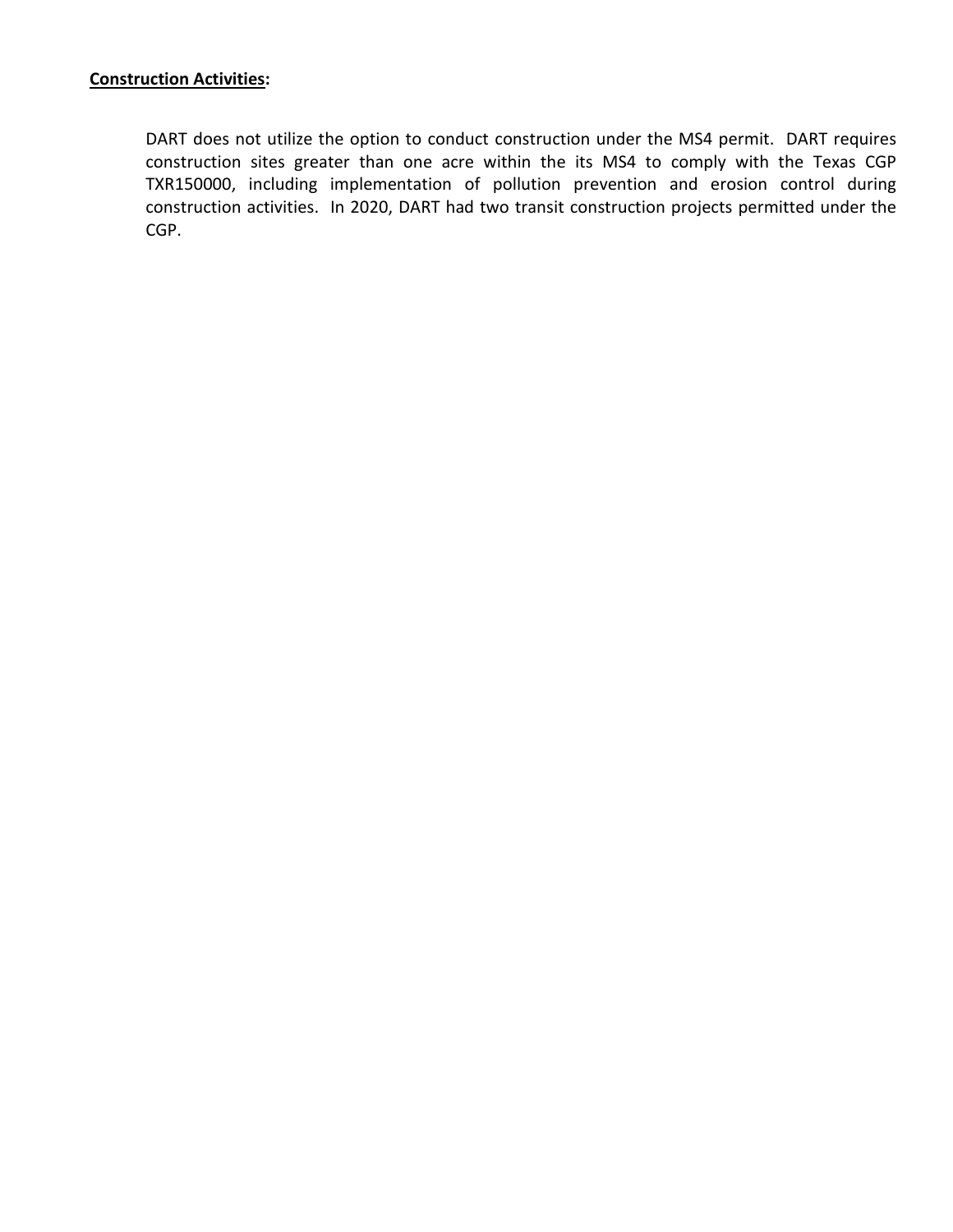**Construction Activities:**

DART does not utilize the option to conduct construction under the MS4 permit. DART requires construction sites greater than one acre within the its MS4 to comply with the Texas CGP TXR150000, including implementation of pollution prevention and erosion control during construction activities. In 2020, DART had two transit construction projects permitted under the CGP.